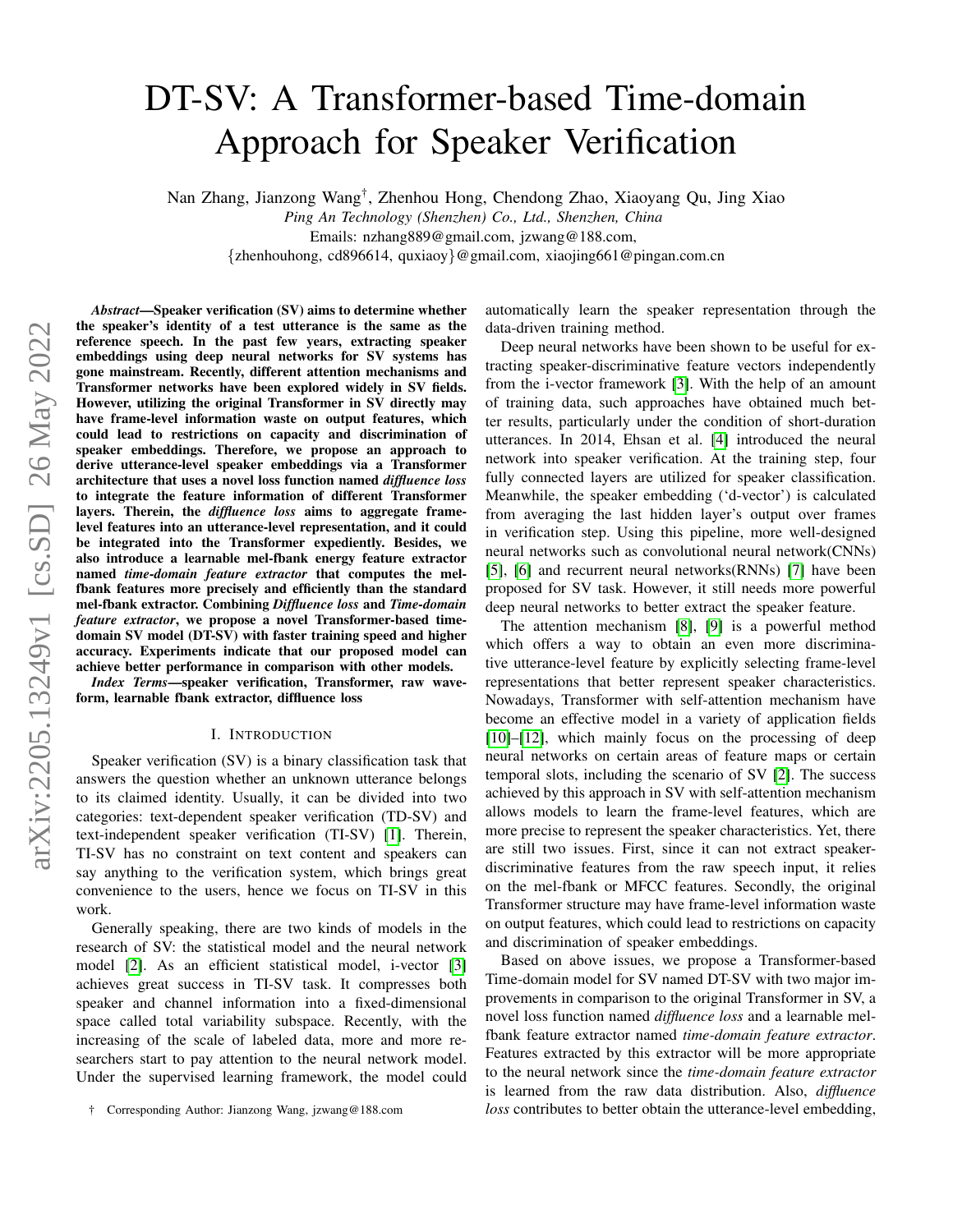# DT-SV: A Transformer-based Time-domain Approach for Speaker Verification

Nan Zhang, Jianzong Wang[†], Zhenhou Hong, Chendong Zhao, Xiaoyang Qu, Jing Xiao

*Ping An Technology (Shenzhen) Co., Ltd., Shenzhen, China*

Emails: nzhang889@gmail.com, jzwang@188.com,

{zhenhouhong, cd896614, quxiaoy}@gmail.com, xiaojing661@pingan.com.cn

***Abstract*—Speaker verification (SV) aims to determine whether the speaker's identity of a test utterance is the same as the reference speech. In the past few years, extracting speaker embeddings using deep neural networks for SV systems has gone mainstream. Recently, different attention mechanisms and Transformer networks have been explored widely in SV fields. However, utilizing the original Transformer in SV directly may have frame-level information waste on output features, which could lead to restrictions on capacity and discrimination of speaker embeddings. Therefore, we propose an approach to derive utterance-level speaker embeddings via a Transformer architecture that uses a novel loss function named *diffluence loss* to integrate the feature information of different Transformer layers. Therein, the *diffluence loss* aims to aggregate frame-level features into an utterance-level representation, and it could be integrated into the Transformer expediently. Besides, we also introduce a learnable mel-fbank energy feature extractor named *time-domain feature extractor* that computes the mel-fbank features more precisely and efficiently than the standard mel-fbank extractor. Combining *Diffluence loss* and *Time-domain feature extractor*, we propose a novel Transformer-based time-domain SV model (DT-SV) with faster training speed and higher accuracy. Experiments indicate that our proposed model can achieve better performance in comparison with other models.**

***Index Terms*—speaker verification, Transformer, raw waveform, learnable fbank extractor, diffluence loss**

## I. Introduction

Speaker verification (SV) is a binary classification task that answers the question whether an unknown utterance belongs to its claimed identity. Usually, it can be divided into two categories: text-dependent speaker verification (TD-SV) and text-independent speaker verification (TI-SV) [1]. Therein, TI-SV has no constraint on text content and speakers can say anything to the verification system, which brings great convenience to the users, hence we focus on TI-SV in this work.

Generally speaking, there are two kinds of models in the research of SV: the statistical model and the neural network model [2]. As an efficient statistical model, i-vector [3] achieves great success in TI-SV task. It compresses both speaker and channel information into a fixed-dimensional space called total variability subspace. Recently, with the increasing of the scale of labeled data, more and more researchers start to pay attention to the neural network model. Under the supervised learning framework, the model could automatically learn the speaker representation through the data-driven training method.

Deep neural networks have been shown to be useful for extracting speaker-discriminative feature vectors independently from the i-vector framework [3]. With the help of an amount of training data, such approaches have obtained much better results, particularly under the condition of short-duration utterances. In 2014, Ehsan et al. [4] introduced the neural network into speaker verification. At the training step, four fully connected layers are utilized for speaker classification. Meanwhile, the speaker embedding ('d-vector') is calculated from averaging the last hidden layer's output over frames in verification step. Using this pipeline, more well-designed neural networks such as convolutional neural network(CNNs) [5], [6] and recurrent neural networks(RNNs) [7] have been proposed for SV task. However, it still needs more powerful deep neural networks to better extract the speaker feature.

The attention mechanism [8], [9] is a powerful method which offers a way to obtain an even more discriminative utterance-level feature by explicitly selecting frame-level representations that better represent speaker characteristics. Nowadays, Transformer with self-attention mechanism have become an effective model in a variety of application fields [10]–[12], which mainly focus on the processing of deep neural networks on certain areas of feature maps or certain temporal slots, including the scenario of SV [2]. The success achieved by this approach in SV with self-attention mechanism allows models to learn the frame-level features, which are more precise to represent the speaker characteristics. Yet, there are still two issues. First, since it can not extract speaker-discriminative features from the raw speech input, it relies on the mel-fbank or MFCC features. Secondly, the original Transformer structure may have frame-level information waste on output features, which could lead to restrictions on capacity and discrimination of speaker embeddings.

Based on above issues, we propose a Transformer-based Time-domain model for SV named DT-SV with two major improvements in comparison to the original Transformer in SV, a novel loss function named *diffluence loss* and a learnable mel-fbank feature extractor named *time-domain feature extractor*. Features extracted by this extractor will be more appropriate to the neural network since the *time-domain feature extractor* is learned from the raw data distribution. Also, *diffluence loss* contributes to better obtain the utterance-level embedding,

† Corresponding Author: Jianzong Wang, jzwang@188.com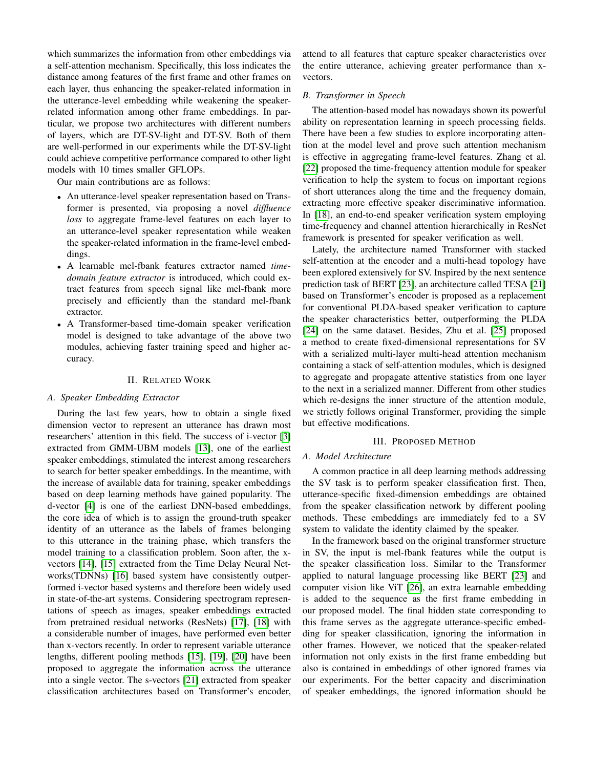which summarizes the information from other embeddings via a self-attention mechanism. Specifically, this loss indicates the distance among features of the first frame and other frames on each layer, thus enhancing the speaker-related information in the utterance-level embedding while weakening the speaker-related information among other frame embeddings. In particular, we propose two architectures with different numbers of layers, which are DT-SV-light and DT-SV. Both of them are well-performed in our experiments while the DT-SV-light could achieve competitive performance compared to other light models with 10 times smaller GFLOPs.

Our main contributions are as follows:

- An utterance-level speaker representation based on Transformer is presented, via proposing a novel *diffluence loss* to aggregate frame-level features on each layer to an utterance-level speaker representation while weaken the speaker-related information in the frame-level embeddings.
- A learnable mel-fbank features extractor named *time-domain feature extractor* is introduced, which could extract features from speech signal like mel-fbank more precisely and efficiently than the standard mel-fbank extractor.
- A Transformer-based time-domain speaker verification model is designed to take advantage of the above two modules, achieving faster training speed and higher accuracy.

## II. Related Work

### A. Speaker Embedding Extractor

During the last few years, how to obtain a single fixed dimension vector to represent an utterance has drawn most researchers' attention in this field. The success of i-vector [3] extracted from GMM-UBM models [13], one of the earliest speaker embeddings, stimulated the interest among researchers to search for better speaker embeddings. In the meantime, with the increase of available data for training, speaker embeddings based on deep learning methods have gained popularity. The d-vector [4] is one of the earliest DNN-based embeddings, the core idea of which is to assign the ground-truth speaker identity of an utterance as the labels of frames belonging to this utterance in the training phase, which transfers the model training to a classification problem. Soon after, the x-vectors [14], [15] extracted from the Time Delay Neural Networks(TDNNs) [16] based system have consistently outperformed i-vector based systems and therefore been widely used in state-of-the-art systems. Considering spectrogram representations of speech as images, speaker embeddings extracted from pretrained residual networks (ResNets) [17], [18] with a considerable number of images, have performed even better than x-vectors recently. In order to represent variable utterance lengths, different pooling methods [15], [19], [20] have been proposed to aggregate the information across the utterance into a single vector. The s-vectors [21] extracted from speaker classification architectures based on Transformer's encoder, attend to all features that capture speaker characteristics over the entire utterance, achieving greater performance than x-vectors.

### B. Transformer in Speech

The attention-based model has nowadays shown its powerful ability on representation learning in speech processing fields. There have been a few studies to explore incorporating attention at the model level and prove such attention mechanism is effective in aggregating frame-level features. Zhang et al. [22] proposed the time-frequency attention module for speaker verification to help the system to focus on important regions of short utterances along the time and the frequency domain, extracting more effective speaker discriminative information. In [18], an end-to-end speaker verification system employing time-frequency and channel attention hierarchically in ResNet framework is presented for speaker verification as well.

Lately, the architecture named Transformer with stacked self-attention at the encoder and a multi-head topology have been explored extensively for SV. Inspired by the next sentence prediction task of BERT [23], an architecture called TESA [21] based on Transformer's encoder is proposed as a replacement for conventional PLDA-based speaker verification to capture the speaker characteristics better, outperforming the PLDA [24] on the same dataset. Besides, Zhu et al. [25] proposed a method to create fixed-dimensional representations for SV with a serialized multi-layer multi-head attention mechanism containing a stack of self-attention modules, which is designed to aggregate and propagate attentive statistics from one layer to the next in a serialized manner. Different from other studies which re-designs the inner structure of the attention module, we strictly follows original Transformer, providing the simple but effective modifications.

## III. Proposed Method

### A. Model Architecture

A common practice in all deep learning methods addressing the SV task is to perform speaker classification first. Then, utterance-specific fixed-dimension embeddings are obtained from the speaker classification network by different pooling methods. These embeddings are immediately fed to a SV system to validate the identity claimed by the speaker.

In the framework based on the original transformer structure in SV, the input is mel-fbank features while the output is the speaker classification loss. Similar to the Transformer applied to natural language processing like BERT [23] and computer vision like ViT [26], an extra learnable embedding is added to the sequence as the first frame embedding in our proposed model. The final hidden state corresponding to this frame serves as the aggregate utterance-specific embedding for speaker classification, ignoring the information in other frames. However, we noticed that the speaker-related information not only exists in the first frame embedding but also is contained in embeddings of other ignored frames via our experiments. For the better capacity and discrimination of speaker embeddings, the ignored information should be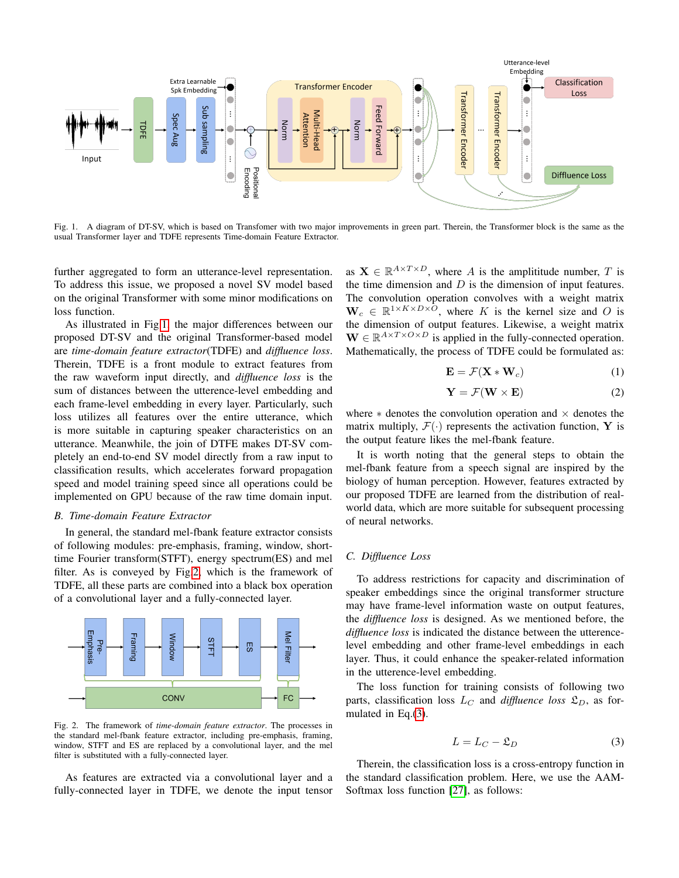Fig. 1. A diagram of DT-SV, which is based on Transfomer with two major improvements in green part. Therein, the Transformer block is the same as the usual Transformer layer and TDFE represents Time-domain Feature Extractor.

further aggregated to form an utterance-level representation. To address this issue, we proposed a novel SV model based on the original Transformer with some minor modifications on loss function.

As illustrated in Fig 1, the major differences between our proposed DT-SV and the original Transformer-based model are *time-domain feature extractor*(TDFE) and *diffluence loss*. Therein, TDFE is a front module to extract features from the raw waveform input directly, and *diffluence loss* is the sum of distances between the utterence-level embedding and each frame-level embedding in every layer. Particularly, such loss utilizes all features over the entire utterance, which is more suitable in capturing speaker characteristics on an utterance. Meanwhile, the join of DTFE makes DT-SV completely an end-to-end SV model directly from a raw input to classification results, which accelerates forward propagation speed and model training speed since all operations could be implemented on GPU because of the raw time domain input.

### B. Time-domain Feature Extractor

In general, the standard mel-fbank feature extractor consists of following modules: pre-emphasis, framing, window, short-time Fourier transform(STFT), energy spectrum(ES) and mel filter. As is conveyed by Fig 2, which is the framework of TDFE, all these parts are combined into a black box operation of a convolutional layer and a fully-connected layer.

Fig. 2. The framework of *time-domain feature extractor*. The processes in the standard mel-fbank feature extractor, including pre-emphasis, framing, window, STFT and ES are replaced by a convolutional layer, and the mel filter is substituted with a fully-connected layer.

As features are extracted via a convolutional layer and a fully-connected layer in TDFE, we denote the input tensor as $\mathbf{X} \in \mathbb{R}^{A \times T \times D}$, where $A$ is the amplititude number, $T$ is the time dimension and $D$ is the dimension of input features. The convolution operation convolves with a weight matrix $\mathbf{W}_c \in \mathbb{R}^{1 \times K \times D \times O}$, where $K$ is the kernel size and $O$ is the dimension of output features. Likewise, a weight matrix $\mathbf{W} \in \mathbb{R}^{A \times T \times O \times D}$ is applied in the fully-connected operation. Mathematically, the process of TDFE could be formulated as:

$$\mathbf{E} = \mathcal{F}(\mathbf{X} * \mathbf{W}_c) \tag{1}$$

$$\mathbf{Y} = \mathcal{F}(\mathbf{W} \times \mathbf{E}) \tag{2}$$

where $*$ denotes the convolution operation and $\times$ denotes the matrix multiply, $\mathcal{F}(\cdot)$ represents the activation function, $\mathbf{Y}$ is the output feature likes the mel-fbank feature.

It is worth noting that the general steps to obtain the mel-fbank feature from a speech signal are inspired by the biology of human perception. However, features extracted by our proposed TDFE are learned from the distribution of real-world data, which are more suitable for subsequent processing of neural networks.

### C. Diffluence Loss

To address restrictions for capacity and discrimination of speaker embeddings since the original transformer structure may have frame-level information waste on output features, the *diffluence loss* is designed. As we mentioned before, the *diffluence loss* is indicated the distance between the utterence-level embedding and other frame-level embeddings in each layer. Thus, it could enhance the speaker-related information in the utterence-level embedding.

The loss function for training consists of following two parts, classification loss $L_C$ and *diffluence loss* $\mathfrak{L}_D$, as formulated in Eq.(3).

$$L = L_C - \mathfrak{L}_D \tag{3}$$

Therein, the classification loss is a cross-entropy function in the standard classification problem. Here, we use the AAM-Softmax loss function [27], as follows: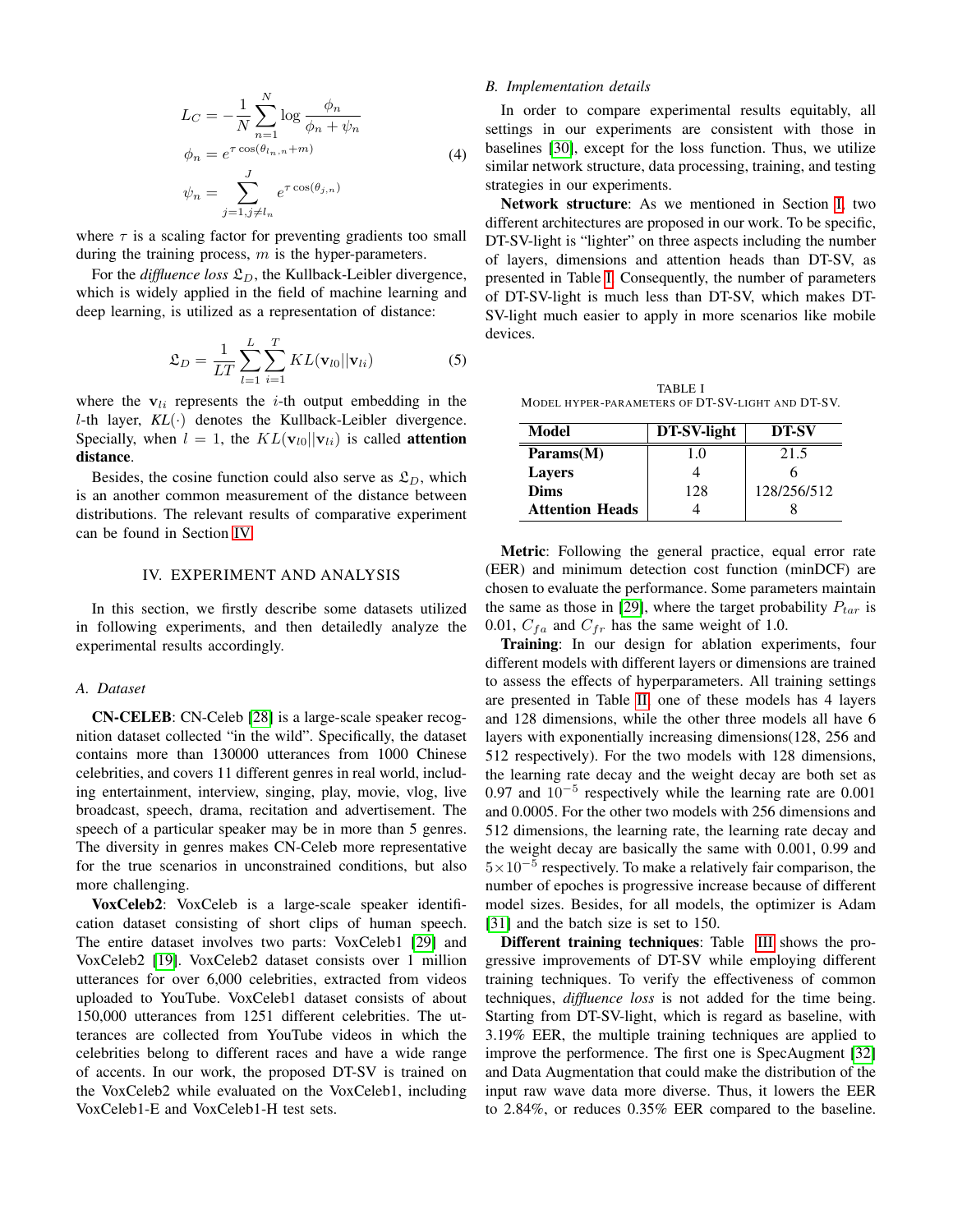$$L_C = -\frac{1}{N}\sum_{n=1}^{N} \log \frac{\phi_n}{\phi_n + \psi_n}$$
$$\phi_n = e^{\tau \cos(\theta_{l_n,n}+m)} \tag{4}$$
$$\psi_n = \sum_{j=1, j\neq l_n}^{J} e^{\tau \cos(\theta_{j,n})}$$

where $\tau$ is a scaling factor for preventing gradients too small during the training process, $m$ is the hyper-parameters.

For the *diffluence loss* $\mathfrak{L}_D$, the Kullback-Leibler divergence, which is widely applied in the field of machine learning and deep learning, is utilized as a representation of distance:

$$\mathfrak{L}_D = \frac{1}{LT}\sum_{l=1}^{L}\sum_{i=1}^{T} KL(\mathbf{v}_{l0}||\mathbf{v}_{li}) \tag{5}$$

where the $\mathbf{v}_{li}$ represents the $i$-th output embedding in the $l$-th layer, $KL(\cdot)$ denotes the Kullback-Leibler divergence. Specially, when $l = 1$, the $KL(\mathbf{v}_{l0}||\mathbf{v}_{li})$ is called **attention distance**.

Besides, the cosine function could also serve as $\mathfrak{L}_D$, which is an another common measurement of the distance between distributions. The relevant results of comparative experiment can be found in Section IV.

## IV. EXPERIMENT AND ANALYSIS

In this section, we firstly describe some datasets utilized in following experiments, and then detailedly analyze the experimental results accordingly.

### A. Dataset

**CN-CELEB**: CN-Celeb [28] is a large-scale speaker recognition dataset collected "in the wild". Specifically, the dataset contains more than 130000 utterances from 1000 Chinese celebrities, and covers 11 different genres in real world, including entertainment, interview, singing, play, movie, vlog, live broadcast, speech, drama, recitation and advertisement. The speech of a particular speaker may be in more than 5 genres. The diversity in genres makes CN-Celeb more representative for the true scenarios in unconstrained conditions, but also more challenging.

**VoxCeleb2**: VoxCeleb is a large-scale speaker identification dataset consisting of short clips of human speech. The entire dataset involves two parts: VoxCeleb1 [29] and VoxCeleb2 [19]. VoxCeleb2 dataset consists over 1 million utterances for over 6,000 celebrities, extracted from videos uploaded to YouTube. VoxCeleb1 dataset consists of about 150,000 utterances from 1251 different celebrities. The utterances are collected from YouTube videos in which the celebrities belong to different races and have a wide range of accents. In our work, the proposed DT-SV is trained on the VoxCeleb2 while evaluated on the VoxCeleb1, including VoxCeleb1-E and VoxCeleb1-H test sets.

### B. Implementation details

In order to compare experimental results equitably, all settings in our experiments are consistent with those in baselines [30], except for the loss function. Thus, we utilize similar network structure, data processing, training, and testing strategies in our experiments.

**Network structure**: As we mentioned in Section I, two different architectures are proposed in our work. To be specific, DT-SV-light is "lighter" on three aspects including the number of layers, dimensions and attention heads than DT-SV, as presented in Table I. Consequently, the number of parameters of DT-SV-light is much less than DT-SV, which makes DT-SV-light much easier to apply in more scenarios like mobile devices.

TABLE I
MODEL HYPER-PARAMETERS OF DT-SV-LIGHT AND DT-SV.

| Model | DT-SV-light | DT-SV |
|---|---|---|
| **Params(M)** | 1.0 | 21.5 |
| **Layers** | 4 | 6 |
| **Dims** | 128 | 128/256/512 |
| **Attention Heads** | 4 | 8 |

**Metric**: Following the general practice, equal error rate (EER) and minimum detection cost function (minDCF) are chosen to evaluate the performance. Some parameters maintain the same as those in [29], where the target probability $P_{tar}$ is 0.01, $C_{fa}$ and $C_{fr}$ has the same weight of 1.0.

**Training**: In our design for ablation experiments, four different models with different layers or dimensions are trained to assess the effects of hyperparameters. All training settings are presented in Table II, one of these models has 4 layers and 128 dimensions, while the other three models all have 6 layers with exponentially increasing dimensions(128, 256 and 512 respectively). For the two models with 128 dimensions, the learning rate decay and the weight decay are both set as 0.97 and $10^{-5}$ respectively while the learning rate are 0.001 and 0.0005. For the other two models with 256 dimensions and 512 dimensions, the learning rate, the learning rate decay and the weight decay are basically the same with 0.001, 0.99 and $5\times10^{-5}$ respectively. To make a relatively fair comparison, the number of epoches is progressive increase because of different model sizes. Besides, for all models, the optimizer is Adam [31] and the batch size is set to 150.

**Different training techniques**: Table III shows the progressive improvements of DT-SV while employing different training techniques. To verify the effectiveness of common techniques, *diffluence loss* is not added for the time being. Starting from DT-SV-light, which is regard as baseline, with 3.19% EER, the multiple training techniques are applied to improve the performence. The first one is SpecAugment [32] and Data Augmentation that could make the distribution of the input raw wave data more diverse. Thus, it lowers the EER to 2.84%, or reduces 0.35% EER compared to the baseline.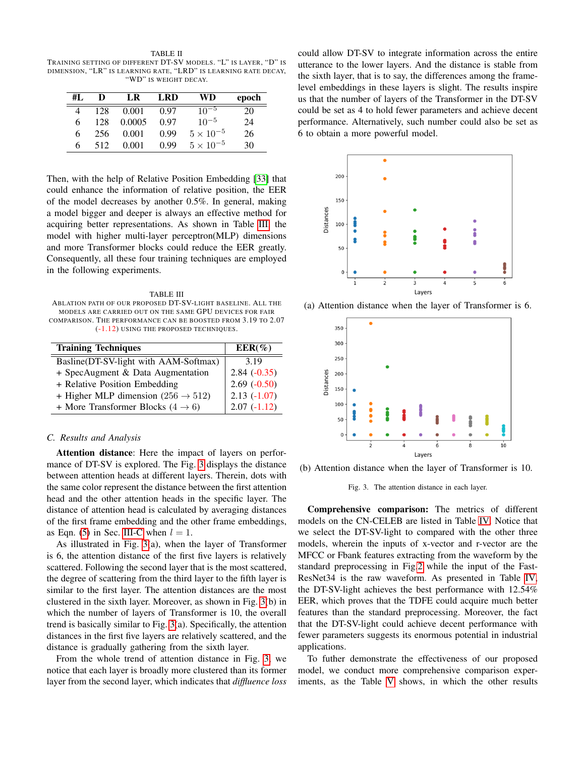TABLE II

TRAINING SETTING OF DIFFERENT DT-SV MODELS. "L" IS LAYER, "D" IS DIMENSION, "LR" IS LEARNING RATE, "LRD" IS LEARNING RATE DECAY, "WD" IS WEIGHT DECAY.

| #L | D | LR | LRD | WD | epoch |
|---|---|---|---|---|---|
| 4 | 128 | 0.001 | 0.97 | $10^{-5}$ | 20 |
| 6 | 128 | 0.0005 | 0.97 | $10^{-5}$ | 24 |
| 6 | 256 | 0.001 | 0.99 | $5 \times 10^{-5}$ | 26 |
| 6 | 512 | 0.001 | 0.99 | $5 \times 10^{-5}$ | 30 |

Then, with the help of Relative Position Embedding [33] that could enhance the information of relative position, the EER of the model decreases by another 0.5%. In general, making a model bigger and deeper is always an effective method for acquiring better representations. As shown in Table III, the model with higher multi-layer perceptron(MLP) dimensions and more Transformer blocks could reduce the EER greatly. Consequently, all these four training techniques are employed in the following experiments.

TABLE III

ABLATION PATH OF OUR PROPOSED DT-SV-LIGHT BASELINE. ALL THE MODELS ARE CARRIED OUT ON THE SAME GPU DEVICES FOR FAIR COMPARISON. THE PERFORMANCE CAN BE BOOSTED FROM 3.19 TO 2.07 (-1.12) USING THE PROPOSED TECHNIQUES.

| Training Techniques | EER(%) |
|---|---|
| Basline(DT-SV-light with AAM-Softmax) | 3.19 |
| + SpecAugment & Data Augmentation | 2.84 (-0.35) |
| + Relative Position Embedding | 2.69 (-0.50) |
| + Higher MLP dimension (256 → 512) | 2.13 (-1.07) |
| + More Transformer Blocks (4 → 6) | 2.07 (-1.12) |

### C. Results and Analysis

**Attention distance**: Here the impact of layers on performance of DT-SV is explored. The Fig. 3 displays the distance between attention heads at different layers. Therein, dots with the same color represent the distance between the first attention head and the other attention heads in the specific layer. The distance of attention head is calculated by averaging distances of the first frame embedding and the other frame embeddings, as Eqn. (5) in Sec. III-C when $l = 1$.

As illustrated in Fig. 3(a), when the layer of Transformer is 6, the attention distance of the first five layers is relatively scattered. Following the second layer that is the most scattered, the degree of scattering from the third layer to the fifth layer is similar to the first layer. The attention distances are the most clustered in the sixth layer. Moreover, as shown in Fig. 3(b) in which the number of layers of Transformer is 10, the overall trend is basically similar to Fig. 3(a). Specifically, the attention distances in the first five layers are relatively scattered, and the distance is gradually gathering from the sixth layer.

From the whole trend of attention distance in Fig. 3, we notice that each layer is broadly more clustered than its former layer from the second layer, which indicates that *diffluence loss* could allow DT-SV to integrate information across the entire utterance to the lower layers. And the distance is stable from the sixth layer, that is to say, the differences among the frame-level embeddings in these layers is slight. The results inspire us that the number of layers of the Transformer in the DT-SV could be set as 4 to hold fewer parameters and achieve decent performance. Alternatively, such number could also be set as 6 to obtain a more powerful model.

(a) Attention distance when the layer of Transformer is 6.

(b) Attention distance when the layer of Transformer is 10.

Fig. 3. The attention distance in each layer.

**Comprehensive comparison:** The metrics of different models on the CN-CELEB are listed in Table IV. Notice that we select the DT-SV-light to compared with the other three models, wherein the inputs of x-vector and r-vector are the MFCC or Fbank features extracting from the waveform by the standard preprocessing in Fig.2 while the input of the Fast-ResNet34 is the raw waveform. As presented in Table IV, the DT-SV-light achieves the best performance with 12.54% EER, which proves that the TDFE could acquire much better features than the standard preprocessing. Moreover, the fact that the DT-SV-light could achieve decent performance with fewer parameters suggests its enormous potential in industrial applications.

To futher demonstrate the effectiveness of our proposed model, we conduct more comprehensive comparison experiments, as the Table V shows, in which the other results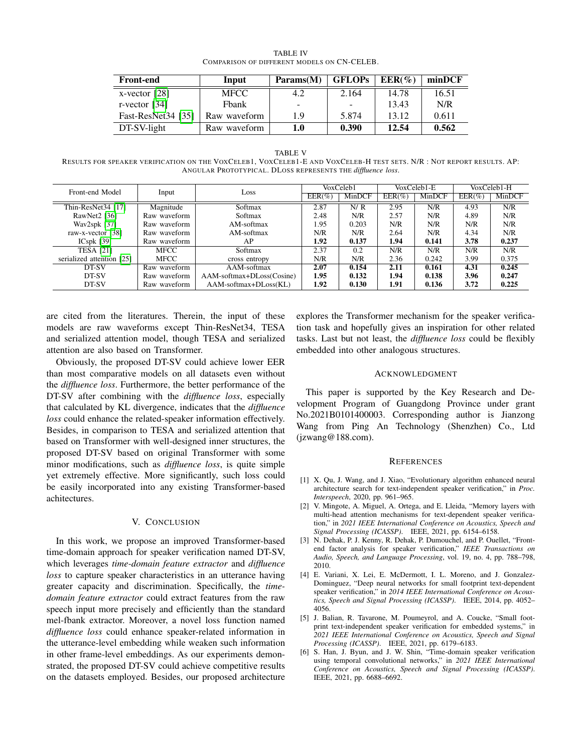TABLE IV
COMPARISON OF DIFFERENT MODELS ON CN-CELEB.

| Front-end | Input | Params(M) | GFLOPs | EER(%) | minDCF |
|---|---|---|---|---|---|
| x-vector [28] | MFCC | 4.2 | 2.164 | 14.78 | 16.51 |
| r-vector [34] | Fbank | - | - | 13.43 | N/R |
| Fast-ResNet34 [35] | Raw waveform | 1.9 | 5.874 | 13.12 | 0.611 |
| DT-SV-light | Raw waveform | **1.0** | **0.390** | **12.54** | **0.562** |

TABLE V
RESULTS FOR SPEAKER VERIFICATION ON THE VOXCELEB1, VOXCELEB1-E AND VOXCELEB-H TEST SETS. N/R : NOT REPORT RESULTS. AP: ANGULAR PROTOTYPICAL. DLOSS REPRESENTS THE *diffluence loss*.

| Front-end Model | Input | Loss | VoxCeleb1 | | VoxCeleb1-E | | VoxCeleb1-H | |
|---|---|---|---|---|---|---|---|---|
| | | | EER(%) | MinDCF | EER(%) | MinDCF | EER(%) | MinDCF |
| Thin-ResNet34 [17] | Magnitude | Softmax | 2.87 | N/ R | 2.95 | N/R | 4.93 | N/R |
| RawNet2 [36] | Raw waveform | Softmax | 2.48 | N/R | 2.57 | N/R | 4.89 | N/R |
| Wav2spk [37] | Raw waveform | AM-softmax | 1.95 | 0.203 | N/R | N/R | N/R | N/R |
| raw-x-vector [38] | Raw waveform | AM-softmax | N/R | N/R | 2.64 | N/R | 4.34 | N/R |
| ICspk [39] | Raw waveform | AP | **1.92** | **0.137** | **1.94** | **0.141** | **3.78** | **0.237** |
| TESA [21] | MFCC | Softmax | 2.37 | 0.2 | N/R | N/R | N/R | N/R |
| serialized attention [25] | MFCC | cross entropy | N/R | N/R | 2.36 | 0.242 | 3.99 | 0.375 |
| DT-SV | Raw waveform | AAM-softmax | **2.07** | **0.154** | **2.11** | **0.161** | **4.31** | **0.245** |
| DT-SV | Raw waveform | AAM-softmax+DLoss(Cosine) | **1.95** | **0.132** | **1.94** | **0.138** | **3.96** | **0.247** |
| DT-SV | Raw waveform | AAM-softmax+DLoss(KL) | **1.92** | **0.130** | **1.91** | **0.136** | **3.72** | **0.225** |

are cited from the literatures. Therein, the input of these models are raw waveforms except Thin-ResNet34, TESA and serialized attention model, though TESA and serialized attention are also based on Transformer.

Obviously, the proposed DT-SV could achieve lower EER than most comparative models on all datasets even without the *diffluence loss*. Furthermore, the better performance of the DT-SV after combining with the *diffluence loss*, especially that calculated by KL divergence, indicates that the *diffluence loss* could enhance the related-speaker information effectively. Besides, in comparison to TESA and serialized attention that based on Transformer with well-designed inner structures, the proposed DT-SV based on original Transformer with some minor modifications, such as *diffluence loss*, is quite simple yet extremely effective. More significantly, such loss could be easily incorporated into any existing Transformer-based achitectures.

## V. CONCLUSION

In this work, we propose an improved Transformer-based time-domain approach for speaker verification named DT-SV, which leverages *time-domain feature extractor* and *diffluence loss* to capture speaker characteristics in an utterance having greater capacity and discrimination. Specifically, the *time-domain feature extractor* could extract features from the raw speech input more precisely and efficiently than the standard mel-fbank extractor. Moreover, a novel loss function named *diffluence loss* could enhance speaker-related information in the utterance-level embedding while weaken such information in other frame-level embeddings. As our experiments demonstrated, the proposed DT-SV could achieve competitive results on the datasets employed. Besides, our proposed architecture explores the Transformer mechanism for the speaker verification task and hopefully gives an inspiration for other related tasks. Last but not least, the *diffluence loss* could be flexibly embedded into other analogous structures.

## ACKNOWLEDGMENT

This paper is supported by the Key Research and Development Program of Guangdong Province under grant No.2021B0101400003. Corresponding author is Jianzong Wang from Ping An Technology (Shenzhen) Co., Ltd (jzwang@188.com).

## REFERENCES

[1] X. Qu, J. Wang, and J. Xiao, "Evolutionary algorithm enhanced neural architecture search for text-independent speaker verification," in *Proc. Interspeech*, 2020, pp. 961–965.

[2] V. Mingote, A. Miguel, A. Ortega, and E. Lleida, "Memory layers with multi-head attention mechanisms for text-dependent speaker verification," in *2021 IEEE International Conference on Acoustics, Speech and Signal Processing (ICASSP)*. IEEE, 2021, pp. 6154–6158.

[3] N. Dehak, P. J. Kenny, R. Dehak, P. Dumouchel, and P. Ouellet, "Front-end factor analysis for speaker verification," *IEEE Transactions on Audio, Speech, and Language Processing*, vol. 19, no. 4, pp. 788–798, 2010.

[4] E. Variani, X. Lei, E. McDermott, I. L. Moreno, and J. Gonzalez-Dominguez, "Deep neural networks for small footprint text-dependent speaker verification," in *2014 IEEE International Conference on Acoustics, Speech and Signal Processing (ICASSP)*. IEEE, 2014, pp. 4052–4056.

[5] J. Balian, R. Tavarone, M. Poumeyrol, and A. Coucke, "Small footprint text-independent speaker verification for embedded systems," in *2021 IEEE International Conference on Acoustics, Speech and Signal Processing (ICASSP)*. IEEE, 2021, pp. 6179–6183.

[6] S. Han, J. Byun, and J. W. Shin, "Time-domain speaker verification using temporal convolutional networks," in *2021 IEEE International Conference on Acoustics, Speech and Signal Processing (ICASSP)*. IEEE, 2021, pp. 6688–6692.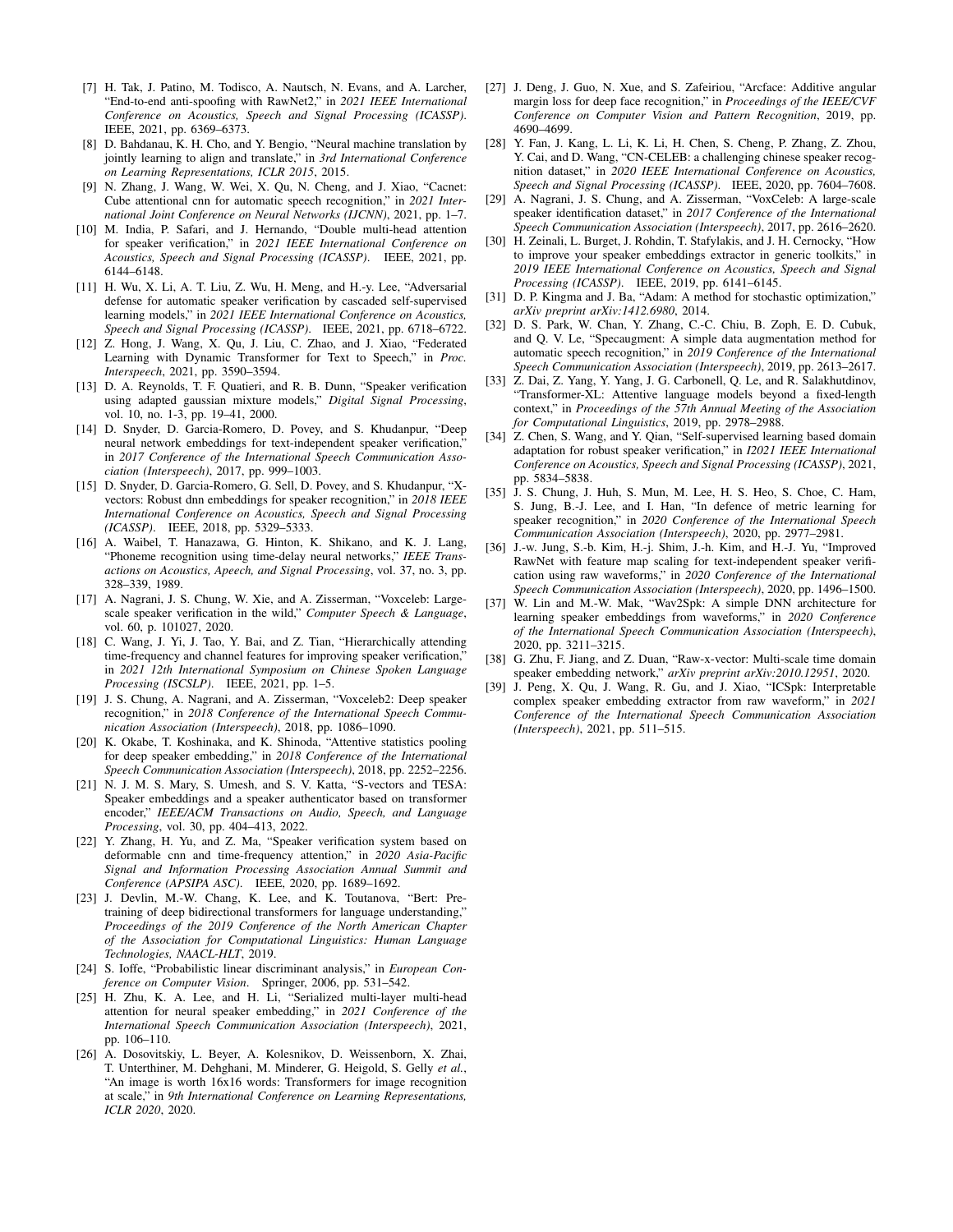[7] H. Tak, J. Patino, M. Todisco, A. Nautsch, N. Evans, and A. Larcher, "End-to-end anti-spoofing with RawNet2," in *2021 IEEE International Conference on Acoustics, Speech and Signal Processing (ICASSP)*. IEEE, 2021, pp. 6369–6373.

[8] D. Bahdanau, K. H. Cho, and Y. Bengio, "Neural machine translation by jointly learning to align and translate," in *3rd International Conference on Learning Representations, ICLR 2015*, 2015.

[9] N. Zhang, J. Wang, W. Wei, X. Qu, N. Cheng, and J. Xiao, "Cacnet: Cube attentional cnn for automatic speech recognition," in *2021 International Joint Conference on Neural Networks (IJCNN)*, 2021, pp. 1–7.

[10] M. India, P. Safari, and J. Hernando, "Double multi-head attention for speaker verification," in *2021 IEEE International Conference on Acoustics, Speech and Signal Processing (ICASSP)*. IEEE, 2021, pp. 6144–6148.

[11] H. Wu, X. Li, A. T. Liu, Z. Wu, H. Meng, and H.-y. Lee, "Adversarial defense for automatic speaker verification by cascaded self-supervised learning models," in *2021 IEEE International Conference on Acoustics, Speech and Signal Processing (ICASSP)*. IEEE, 2021, pp. 6718–6722.

[12] Z. Hong, J. Wang, X. Qu, J. Liu, C. Zhao, and J. Xiao, "Federated Learning with Dynamic Transformer for Text to Speech," in *Proc. Interspeech*, 2021, pp. 3590–3594.

[13] D. A. Reynolds, T. F. Quatieri, and R. B. Dunn, "Speaker verification using adapted gaussian mixture models," *Digital Signal Processing*, vol. 10, no. 1-3, pp. 19–41, 2000.

[14] D. Snyder, D. Garcia-Romero, D. Povey, and S. Khudanpur, "Deep neural network embeddings for text-independent speaker verification," in *2017 Conference of the International Speech Communication Association (Interspeech)*, 2017, pp. 999–1003.

[15] D. Snyder, D. Garcia-Romero, G. Sell, D. Povey, and S. Khudanpur, "X-vectors: Robust dnn embeddings for speaker recognition," in *2018 IEEE International Conference on Acoustics, Speech and Signal Processing (ICASSP)*. IEEE, 2018, pp. 5329–5333.

[16] A. Waibel, T. Hanazawa, G. Hinton, K. Shikano, and K. J. Lang, "Phoneme recognition using time-delay neural networks," *IEEE Transactions on Acoustics, Apeech, and Signal Processing*, vol. 37, no. 3, pp. 328–339, 1989.

[17] A. Nagrani, J. S. Chung, W. Xie, and A. Zisserman, "Voxceleb: Large-scale speaker verification in the wild," *Computer Speech & Language*, vol. 60, p. 101027, 2020.

[18] C. Wang, J. Yi, J. Tao, Y. Bai, and Z. Tian, "Hierarchically attending time-frequency and channel features for improving speaker verification," in *2021 12th International Symposium on Chinese Spoken Language Processing (ISCSLP)*. IEEE, 2021, pp. 1–5.

[19] J. S. Chung, A. Nagrani, and A. Zisserman, "Voxceleb2: Deep speaker recognition," in *2018 Conference of the International Speech Communication Association (Interspeech)*, 2018, pp. 1086–1090.

[20] K. Okabe, T. Koshinaka, and K. Shinoda, "Attentive statistics pooling for deep speaker embedding," in *2018 Conference of the International Speech Communication Association (Interspeech)*, 2018, pp. 2252–2256.

[21] N. J. M. S. Mary, S. Umesh, and S. V. Katta, "S-vectors and TESA: Speaker embeddings and a speaker authenticator based on transformer encoder," *IEEE/ACM Transactions on Audio, Speech, and Language Processing*, vol. 30, pp. 404–413, 2022.

[22] Y. Zhang, H. Yu, and Z. Ma, "Speaker verification system based on deformable cnn and time-frequency attention," in *2020 Asia-Pacific Signal and Information Processing Association Annual Summit and Conference (APSIPA ASC)*. IEEE, 2020, pp. 1689–1692.

[23] J. Devlin, M.-W. Chang, K. Lee, and K. Toutanova, "Bert: Pre-training of deep bidirectional transformers for language understanding," *Proceedings of the 2019 Conference of the North American Chapter of the Association for Computational Linguistics: Human Language Technologies, NAACL-HLT*, 2019.

[24] S. Ioffe, "Probabilistic linear discriminant analysis," in *European Conference on Computer Vision*. Springer, 2006, pp. 531–542.

[25] H. Zhu, K. A. Lee, and H. Li, "Serialized multi-layer multi-head attention for neural speaker embedding," in *2021 Conference of the International Speech Communication Association (Interspeech)*, 2021, pp. 106–110.

[26] A. Dosovitskiy, L. Beyer, A. Kolesnikov, D. Weissenborn, X. Zhai, T. Unterthiner, M. Dehghani, M. Minderer, G. Heigold, S. Gelly *et al.*, "An image is worth 16x16 words: Transformers for image recognition at scale," in *9th International Conference on Learning Representations, ICLR 2020*, 2020.

[27] J. Deng, J. Guo, N. Xue, and S. Zafeiriou, "Arcface: Additive angular margin loss for deep face recognition," in *Proceedings of the IEEE/CVF Conference on Computer Vision and Pattern Recognition*, 2019, pp. 4690–4699.

[28] Y. Fan, J. Kang, L. Li, K. Li, H. Chen, S. Cheng, P. Zhang, Z. Zhou, Y. Cai, and D. Wang, "CN-CELEB: a challenging chinese speaker recognition dataset," in *2020 IEEE International Conference on Acoustics, Speech and Signal Processing (ICASSP)*. IEEE, 2020, pp. 7604–7608.

[29] A. Nagrani, J. S. Chung, and A. Zisserman, "VoxCeleb: A large-scale speaker identification dataset," in *2017 Conference of the International Speech Communication Association (Interspeech)*, 2017, pp. 2616–2620.

[30] H. Zeinali, L. Burget, J. Rohdin, T. Stafylakis, and J. H. Cernocky, "How to improve your speaker embeddings extractor in generic toolkits," in *2019 IEEE International Conference on Acoustics, Speech and Signal Processing (ICASSP)*. IEEE, 2019, pp. 6141–6145.

[31] D. P. Kingma and J. Ba, "Adam: A method for stochastic optimization," *arXiv preprint arXiv:1412.6980*, 2014.

[32] D. S. Park, W. Chan, Y. Zhang, C.-C. Chiu, B. Zoph, E. D. Cubuk, and Q. V. Le, "Specaugment: A simple data augmentation method for automatic speech recognition," in *2019 Conference of the International Speech Communication Association (Interspeech)*, 2019, pp. 2613–2617.

[33] Z. Dai, Z. Yang, Y. Yang, J. G. Carbonell, Q. Le, and R. Salakhutdinov, "Transformer-XL: Attentive language models beyond a fixed-length context," in *Proceedings of the 57th Annual Meeting of the Association for Computational Linguistics*, 2019, pp. 2978–2988.

[34] Z. Chen, S. Wang, and Y. Qian, "Self-supervised learning based domain adaptation for robust speaker verification," in *I2021 IEEE International Conference on Acoustics, Speech and Signal Processing (ICASSP)*, 2021, pp. 5834–5838.

[35] J. S. Chung, J. Huh, S. Mun, M. Lee, H. S. Heo, S. Choe, C. Ham, S. Jung, B.-J. Lee, and I. Han, "In defence of metric learning for speaker recognition," in *2020 Conference of the International Speech Communication Association (Interspeech)*, 2020, pp. 2977–2981.

[36] J.-w. Jung, S.-b. Kim, H.-j. Shim, J.-h. Kim, and H.-J. Yu, "Improved RawNet with feature map scaling for text-independent speaker verification using raw waveforms," in *2020 Conference of the International Speech Communication Association (Interspeech)*, 2020, pp. 1496–1500.

[37] W. Lin and M.-W. Mak, "Wav2Spk: A simple DNN architecture for learning speaker embeddings from waveforms," in *2020 Conference of the International Speech Communication Association (Interspeech)*, 2020, pp. 3211–3215.

[38] G. Zhu, F. Jiang, and Z. Duan, "Raw-x-vector: Multi-scale time domain speaker embedding network," *arXiv preprint arXiv:2010.12951*, 2020.

[39] J. Peng, X. Qu, J. Wang, R. Gu, and J. Xiao, "ICSpk: Interpretable complex speaker embedding extractor from raw waveform," in *2021 Conference of the International Speech Communication Association (Interspeech)*, 2021, pp. 511–515.